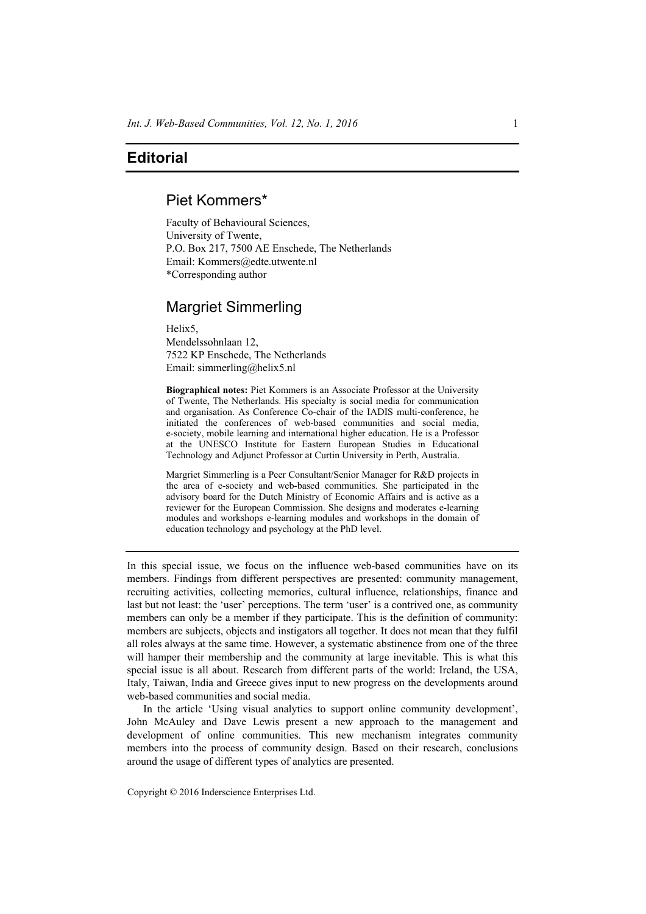# Editorial

## Piet Kommers*

Faculty of Behavioural Sciences,
University of Twente,
P.O. Box 217, 7500 AE Enschede, The Netherlands
Email: Kommers@edte.utwente.nl
*Corresponding author

## Margriet Simmerling

Helix5,
Mendelssohnlaan 12,
7522 KP Enschede, The Netherlands
Email: simmerling@helix5.nl

**Biographical notes:** Piet Kommers is an Associate Professor at the University of Twente, The Netherlands. His specialty is social media for communication and organisation. As Conference Co-chair of the IADIS multi-conference, he initiated the conferences of web-based communities and social media, e-society, mobile learning and international higher education. He is a Professor at the UNESCO Institute for Eastern European Studies in Educational Technology and Adjunct Professor at Curtin University in Perth, Australia.

Margriet Simmerling is a Peer Consultant/Senior Manager for R&D projects in the area of e-society and web-based communities. She participated in the advisory board for the Dutch Ministry of Economic Affairs and is active as a reviewer for the European Commission. She designs and moderates e-learning modules and workshops e-learning modules and workshops in the domain of education technology and psychology at the PhD level.

---

In this special issue, we focus on the influence web-based communities have on its members. Findings from different perspectives are presented: community management, recruiting activities, collecting memories, cultural influence, relationships, finance and last but not least: the 'user' perceptions. The term 'user' is a contrived one, as community members can only be a member if they participate. This is the definition of community: members are subjects, objects and instigators all together. It does not mean that they fulfil all roles always at the same time. However, a systematic abstinence from one of the three will hamper their membership and the community at large inevitable. This is what this special issue is all about. Research from different parts of the world: Ireland, the USA, Italy, Taiwan, India and Greece gives input to new progress on the developments around web-based communities and social media.

In the article 'Using visual analytics to support online community development', John McAuley and Dave Lewis present a new approach to the management and development of online communities. This new mechanism integrates community members into the process of community design. Based on their research, conclusions around the usage of different types of analytics are presented.

Copyright © 2016 Inderscience Enterprises Ltd.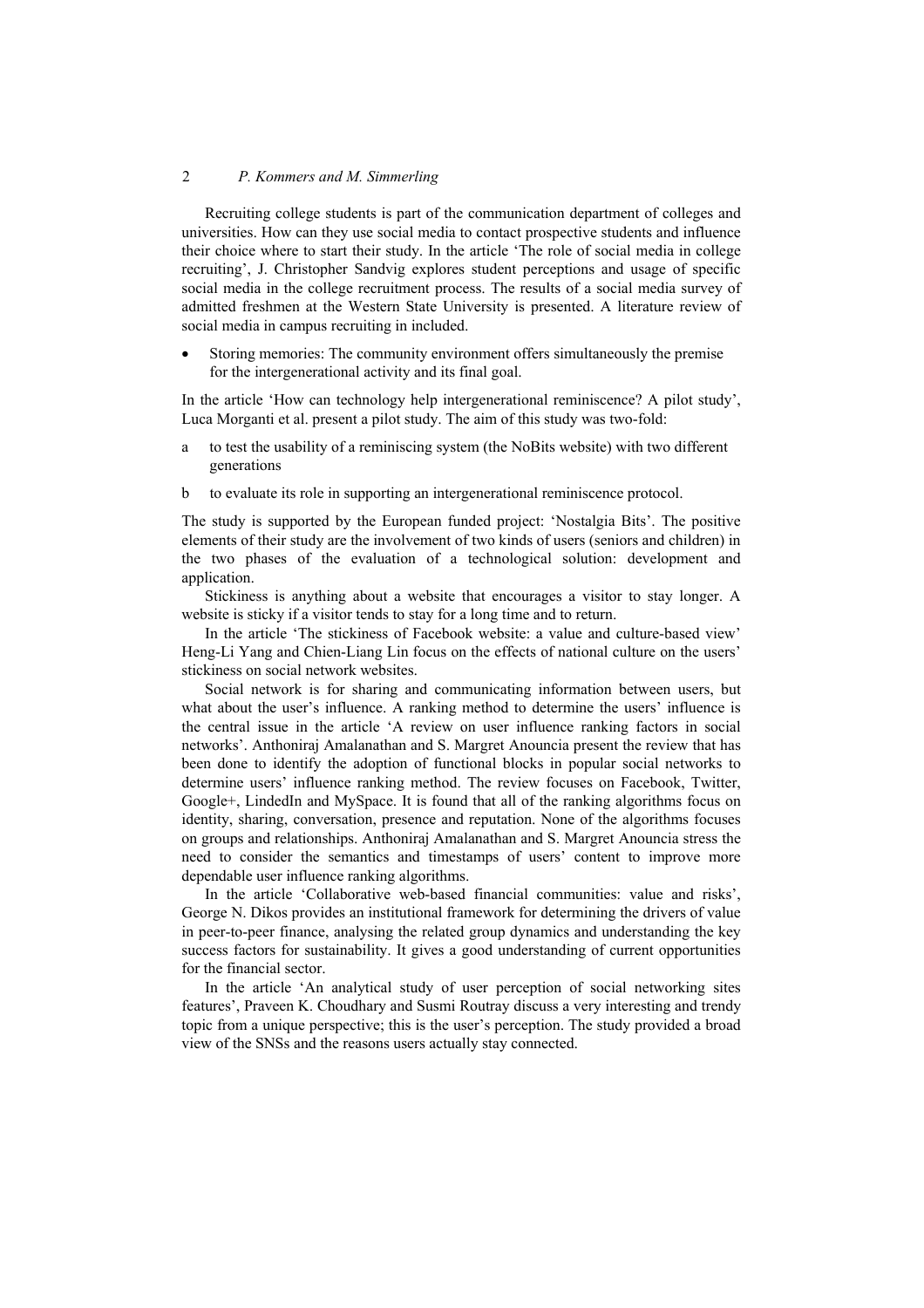Recruiting college students is part of the communication department of colleges and universities. How can they use social media to contact prospective students and influence their choice where to start their study. In the article 'The role of social media in college recruiting', J. Christopher Sandvig explores student perceptions and usage of specific social media in the college recruitment process. The results of a social media survey of admitted freshmen at the Western State University is presented. A literature review of social media in campus recruiting in included.

- Storing memories: The community environment offers simultaneously the premise for the intergenerational activity and its final goal.

In the article 'How can technology help intergenerational reminiscence? A pilot study', Luca Morganti et al. present a pilot study. The aim of this study was two-fold:

a to test the usability of a reminiscing system (the NoBits website) with two different generations

b to evaluate its role in supporting an intergenerational reminiscence protocol.

The study is supported by the European funded project: 'Nostalgia Bits'. The positive elements of their study are the involvement of two kinds of users (seniors and children) in the two phases of the evaluation of a technological solution: development and application.

Stickiness is anything about a website that encourages a visitor to stay longer. A website is sticky if a visitor tends to stay for a long time and to return.

In the article 'The stickiness of Facebook website: a value and culture-based view' Heng-Li Yang and Chien-Liang Lin focus on the effects of national culture on the users' stickiness on social network websites.

Social network is for sharing and communicating information between users, but what about the user's influence. A ranking method to determine the users' influence is the central issue in the article 'A review on user influence ranking factors in social networks'. Anthoniraj Amalanathan and S. Margret Anouncia present the review that has been done to identify the adoption of functional blocks in popular social networks to determine users' influence ranking method. The review focuses on Facebook, Twitter, Google+, LindedIn and MySpace. It is found that all of the ranking algorithms focus on identity, sharing, conversation, presence and reputation. None of the algorithms focuses on groups and relationships. Anthoniraj Amalanathan and S. Margret Anouncia stress the need to consider the semantics and timestamps of users' content to improve more dependable user influence ranking algorithms.

In the article 'Collaborative web-based financial communities: value and risks', George N. Dikos provides an institutional framework for determining the drivers of value in peer-to-peer finance, analysing the related group dynamics and understanding the key success factors for sustainability. It gives a good understanding of current opportunities for the financial sector.

In the article 'An analytical study of user perception of social networking sites features', Praveen K. Choudhary and Susmi Routray discuss a very interesting and trendy topic from a unique perspective; this is the user's perception. The study provided a broad view of the SNSs and the reasons users actually stay connected.